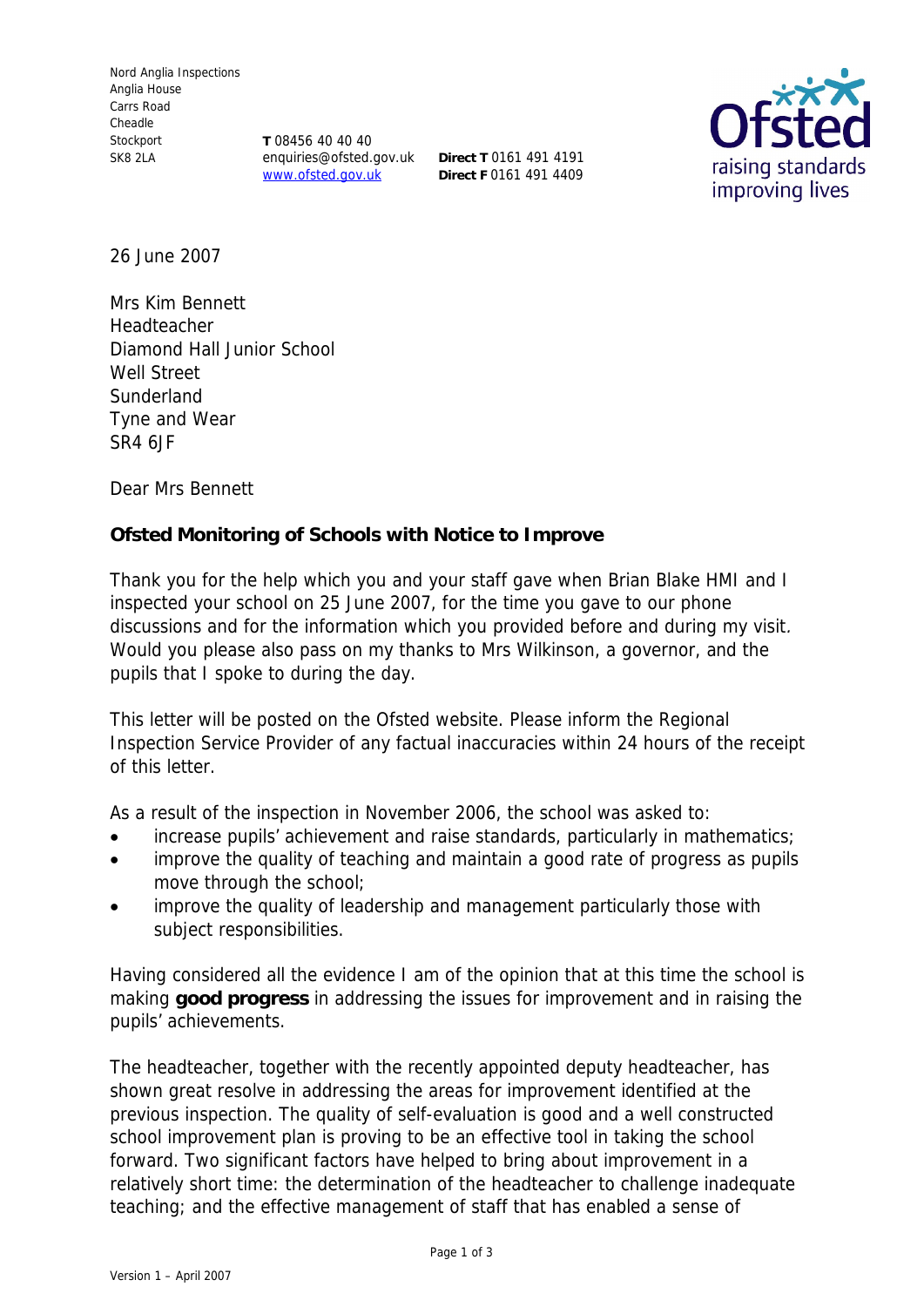Nord Anglia Inspections
Anglia House
Carrs Road
Cheadle
Stockport
SK8 2LA

**T** 08456 40 40 40
enquiries@ofsted.gov.uk
www.ofsted.gov.uk

**Direct T** 0161 491 4191
**Direct F** 0161 491 4409

26 June 2007

Mrs Kim Bennett
Headteacher
Diamond Hall Junior School
Well Street
Sunderland
Tyne and Wear
SR4 6JF

Dear Mrs Bennett

**Ofsted Monitoring of Schools with Notice to Improve**

Thank you for the help which you and your staff gave when Brian Blake HMI and I inspected your school on 25 June 2007, for the time you gave to our phone discussions and for the information which you provided before and during my visit. Would you please also pass on my thanks to Mrs Wilkinson, a governor, and the pupils that I spoke to during the day.

This letter will be posted on the Ofsted website. Please inform the Regional Inspection Service Provider of any factual inaccuracies within 24 hours of the receipt of this letter.

As a result of the inspection in November 2006, the school was asked to:

- increase pupils' achievement and raise standards, particularly in mathematics;
- improve the quality of teaching and maintain a good rate of progress as pupils move through the school;
- improve the quality of leadership and management particularly those with subject responsibilities.

Having considered all the evidence I am of the opinion that at this time the school is making **good progress** in addressing the issues for improvement and in raising the pupils' achievements.

The headteacher, together with the recently appointed deputy headteacher, has shown great resolve in addressing the areas for improvement identified at the previous inspection. The quality of self-evaluation is good and a well constructed school improvement plan is proving to be an effective tool in taking the school forward. Two significant factors have helped to bring about improvement in a relatively short time: the determination of the headteacher to challenge inadequate teaching; and the effective management of staff that has enabled a sense of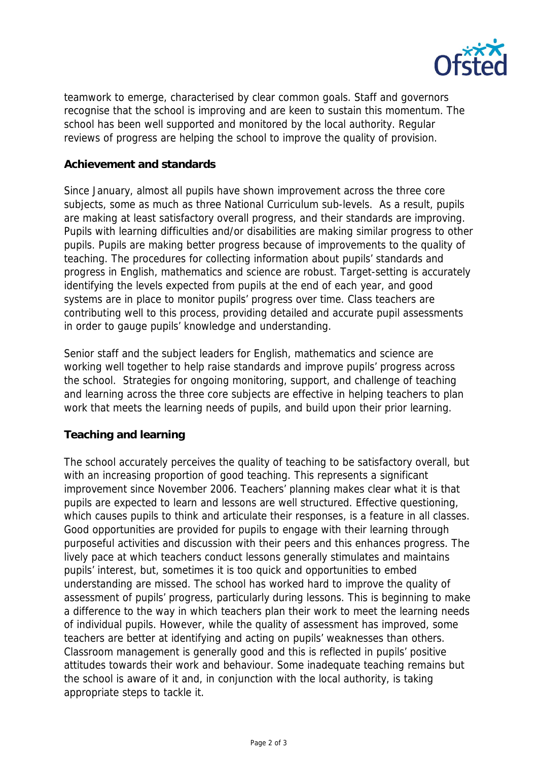teamwork to emerge, characterised by clear common goals. Staff and governors recognise that the school is improving and are keen to sustain this momentum. The school has been well supported and monitored by the local authority. Regular reviews of progress are helping the school to improve the quality of provision.

**Achievement and standards**

Since January, almost all pupils have shown improvement across the three core subjects, some as much as three National Curriculum sub-levels. As a result, pupils are making at least satisfactory overall progress, and their standards are improving. Pupils with learning difficulties and/or disabilities are making similar progress to other pupils. Pupils are making better progress because of improvements to the quality of teaching. The procedures for collecting information about pupils' standards and progress in English, mathematics and science are robust. Target-setting is accurately identifying the levels expected from pupils at the end of each year, and good systems are in place to monitor pupils' progress over time. Class teachers are contributing well to this process, providing detailed and accurate pupil assessments in order to gauge pupils' knowledge and understanding.

Senior staff and the subject leaders for English, mathematics and science are working well together to help raise standards and improve pupils' progress across the school. Strategies for ongoing monitoring, support, and challenge of teaching and learning across the three core subjects are effective in helping teachers to plan work that meets the learning needs of pupils, and build upon their prior learning.

**Teaching and learning**

The school accurately perceives the quality of teaching to be satisfactory overall, but with an increasing proportion of good teaching. This represents a significant improvement since November 2006. Teachers' planning makes clear what it is that pupils are expected to learn and lessons are well structured. Effective questioning, which causes pupils to think and articulate their responses, is a feature in all classes. Good opportunities are provided for pupils to engage with their learning through purposeful activities and discussion with their peers and this enhances progress. The lively pace at which teachers conduct lessons generally stimulates and maintains pupils' interest, but, sometimes it is too quick and opportunities to embed understanding are missed. The school has worked hard to improve the quality of assessment of pupils' progress, particularly during lessons. This is beginning to make a difference to the way in which teachers plan their work to meet the learning needs of individual pupils. However, while the quality of assessment has improved, some teachers are better at identifying and acting on pupils' weaknesses than others. Classroom management is generally good and this is reflected in pupils' positive attitudes towards their work and behaviour. Some inadequate teaching remains but the school is aware of it and, in conjunction with the local authority, is taking appropriate steps to tackle it.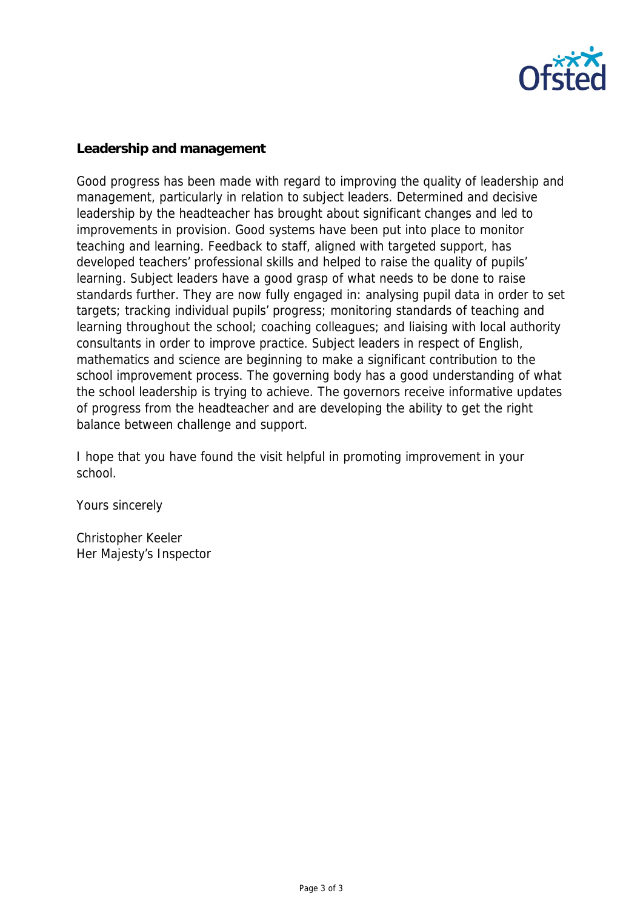**Leadership and management**

Good progress has been made with regard to improving the quality of leadership and management, particularly in relation to subject leaders. Determined and decisive leadership by the headteacher has brought about significant changes and led to improvements in provision. Good systems have been put into place to monitor teaching and learning. Feedback to staff, aligned with targeted support, has developed teachers' professional skills and helped to raise the quality of pupils' learning. Subject leaders have a good grasp of what needs to be done to raise standards further. They are now fully engaged in: analysing pupil data in order to set targets; tracking individual pupils' progress; monitoring standards of teaching and learning throughout the school; coaching colleagues; and liaising with local authority consultants in order to improve practice. Subject leaders in respect of English, mathematics and science are beginning to make a significant contribution to the school improvement process. The governing body has a good understanding of what the school leadership is trying to achieve. The governors receive informative updates of progress from the headteacher and are developing the ability to get the right balance between challenge and support.

I hope that you have found the visit helpful in promoting improvement in your school.

Yours sincerely

Christopher Keeler
Her Majesty's Inspector